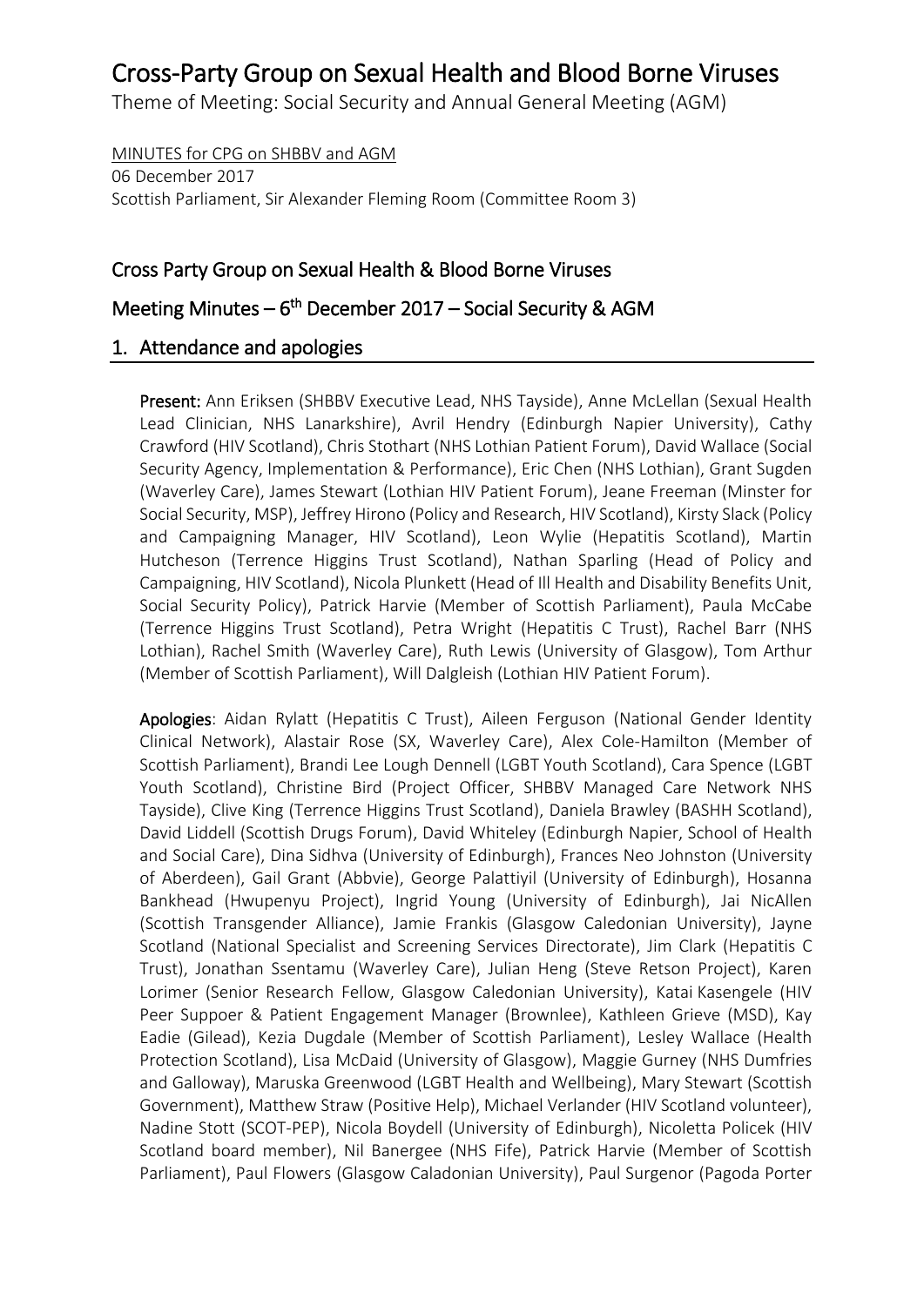# Cross-Party Group on Sexual Health and Blood Borne Viruses

Theme of Meeting: Social Security and Annual General Meeting (AGM)

MINUTES for CPG on SHBBV and AGM
06 December 2017
Scottish Parliament, Sir Alexander Fleming Room (Committee Room 3)

## Cross Party Group on Sexual Health & Blood Borne Viruses

## Meeting Minutes – 6th December 2017 – Social Security & AGM

## 1. Attendance and apologies

**Present:** Ann Eriksen (SHBBV Executive Lead, NHS Tayside), Anne McLellan (Sexual Health Lead Clinician, NHS Lanarkshire), Avril Hendry (Edinburgh Napier University), Cathy Crawford (HIV Scotland), Chris Stothart (NHS Lothian Patient Forum), David Wallace (Social Security Agency, Implementation & Performance), Eric Chen (NHS Lothian), Grant Sugden (Waverley Care), James Stewart (Lothian HIV Patient Forum), Jeane Freeman (Minster for Social Security, MSP), Jeffrey Hirono (Policy and Research, HIV Scotland), Kirsty Slack (Policy and Campaigning Manager, HIV Scotland), Leon Wylie (Hepatitis Scotland), Martin Hutcheson (Terrence Higgins Trust Scotland), Nathan Sparling (Head of Policy and Campaigning, HIV Scotland), Nicola Plunkett (Head of Ill Health and Disability Benefits Unit, Social Security Policy), Patrick Harvie (Member of Scottish Parliament), Paula McCabe (Terrence Higgins Trust Scotland), Petra Wright (Hepatitis C Trust), Rachel Barr (NHS Lothian), Rachel Smith (Waverley Care), Ruth Lewis (University of Glasgow), Tom Arthur (Member of Scottish Parliament), Will Dalgleish (Lothian HIV Patient Forum).

**Apologies**: Aidan Rylatt (Hepatitis C Trust), Aileen Ferguson (National Gender Identity Clinical Network), Alastair Rose (SX, Waverley Care), Alex Cole-Hamilton (Member of Scottish Parliament), Brandi Lee Lough Dennell (LGBT Youth Scotland), Cara Spence (LGBT Youth Scotland), Christine Bird (Project Officer, SHBBV Managed Care Network NHS Tayside), Clive King (Terrence Higgins Trust Scotland), Daniela Brawley (BASHH Scotland), David Liddell (Scottish Drugs Forum), David Whiteley (Edinburgh Napier, School of Health and Social Care), Dina Sidhva (University of Edinburgh), Frances Neo Johnston (University of Aberdeen), Gail Grant (Abbvie), George Palattiyil (University of Edinburgh), Hosanna Bankhead (Hwupenyu Project), Ingrid Young (University of Edinburgh), Jai NicAllen (Scottish Transgender Alliance), Jamie Frankis (Glasgow Caledonian University), Jayne Scotland (National Specialist and Screening Services Directorate), Jim Clark (Hepatitis C Trust), Jonathan Ssentamu (Waverley Care), Julian Heng (Steve Retson Project), Karen Lorimer (Senior Research Fellow, Glasgow Caledonian University), Katai Kasengele (HIV Peer Suppoer & Patient Engagement Manager (Brownlee), Kathleen Grieve (MSD), Kay Eadie (Gilead), Kezia Dugdale (Member of Scottish Parliament), Lesley Wallace (Health Protection Scotland), Lisa McDaid (University of Glasgow), Maggie Gurney (NHS Dumfries and Galloway), Maruska Greenwood (LGBT Health and Wellbeing), Mary Stewart (Scottish Government), Matthew Straw (Positive Help), Michael Verlander (HIV Scotland volunteer), Nadine Stott (SCOT-PEP), Nicola Boydell (University of Edinburgh), Nicoletta Policek (HIV Scotland board member), Nil Banergee (NHS Fife), Patrick Harvie (Member of Scottish Parliament), Paul Flowers (Glasgow Caladonian University), Paul Surgenor (Pagoda Porter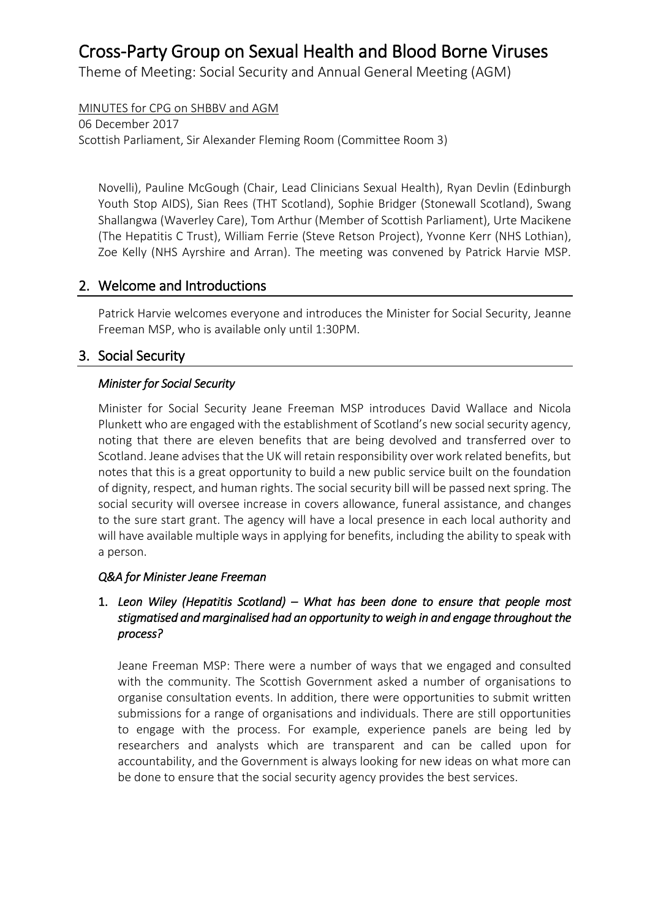# Cross-Party Group on Sexual Health and Blood Borne Viruses

Theme of Meeting: Social Security and Annual General Meeting (AGM)

MINUTES for CPG on SHBBV and AGM
06 December 2017
Scottish Parliament, Sir Alexander Fleming Room (Committee Room 3)

Novelli), Pauline McGough (Chair, Lead Clinicians Sexual Health), Ryan Devlin (Edinburgh Youth Stop AIDS), Sian Rees (THT Scotland), Sophie Bridger (Stonewall Scotland), Swang Shallangwa (Waverley Care), Tom Arthur (Member of Scottish Parliament), Urte Macikene (The Hepatitis C Trust), William Ferrie (Steve Retson Project), Yvonne Kerr (NHS Lothian), Zoe Kelly (NHS Ayrshire and Arran). The meeting was convened by Patrick Harvie MSP.

## 2. Welcome and Introductions

Patrick Harvie welcomes everyone and introduces the Minister for Social Security, Jeanne Freeman MSP, who is available only until 1:30PM.

## 3. Social Security

### *Minister for Social Security*

Minister for Social Security Jeane Freeman MSP introduces David Wallace and Nicola Plunkett who are engaged with the establishment of Scotland's new social security agency, noting that there are eleven benefits that are being devolved and transferred over to Scotland. Jeane advises that the UK will retain responsibility over work related benefits, but notes that this is a great opportunity to build a new public service built on the foundation of dignity, respect, and human rights. The social security bill will be passed next spring. The social security will oversee increase in covers allowance, funeral assistance, and changes to the sure start grant. The agency will have a local presence in each local authority and will have available multiple ways in applying for benefits, including the ability to speak with a person.

### *Q&A for Minister Jeane Freeman*

1. ***Leon Wiley (Hepatitis Scotland) – What has been done to ensure that people most stigmatised and marginalised had an opportunity to weigh in and engage throughout the process?***

   Jeane Freeman MSP: There were a number of ways that we engaged and consulted with the community. The Scottish Government asked a number of organisations to organise consultation events. In addition, there were opportunities to submit written submissions for a range of organisations and individuals. There are still opportunities to engage with the process. For example, experience panels are being led by researchers and analysts which are transparent and can be called upon for accountability, and the Government is always looking for new ideas on what more can be done to ensure that the social security agency provides the best services.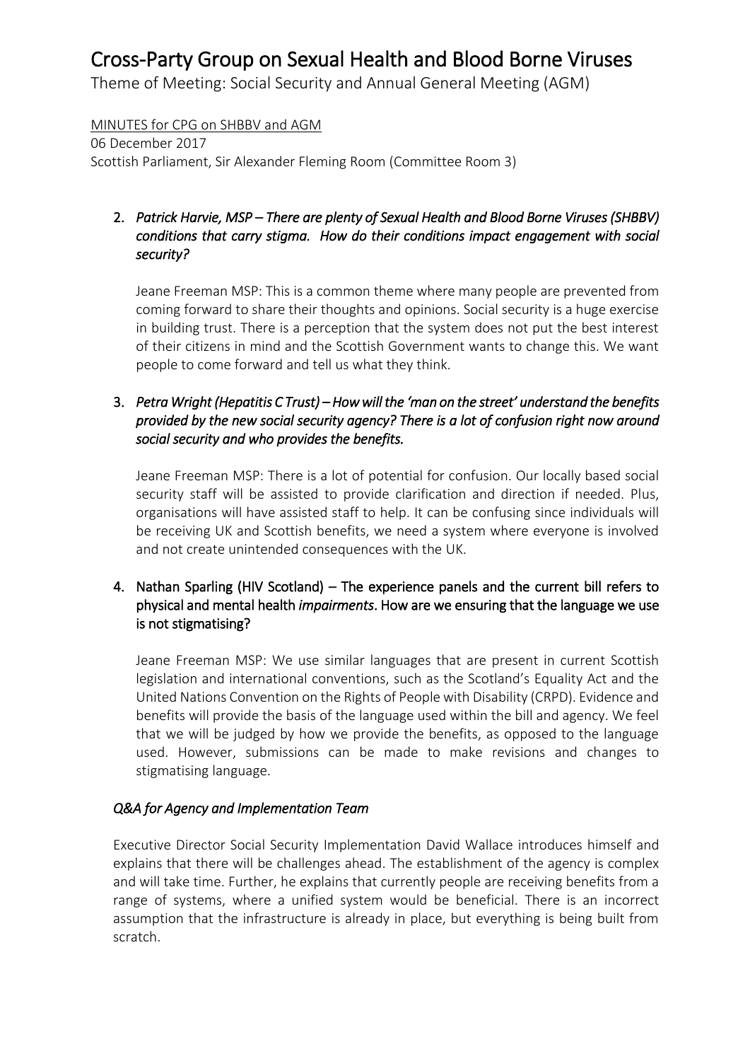// Cross-Party Group on Sexual Health and Blood Borne Viruses

Theme of Meeting: Social Security and Annual General Meeting (AGM)

MINUTES for CPG on SHBBV and AGM
06 December 2017
Scottish Parliament, Sir Alexander Fleming Room (Committee Room 3)

2. *Patrick Harvie, MSP – There are plenty of Sexual Health and Blood Borne Viruses (SHBBV) conditions that carry stigma. How do their conditions impact engagement with social security?*

   Jeane Freeman MSP: This is a common theme where many people are prevented from coming forward to share their thoughts and opinions. Social security is a huge exercise in building trust. There is a perception that the system does not put the best interest of their citizens in mind and the Scottish Government wants to change this. We want people to come forward and tell us what they think.

3. *Petra Wright (Hepatitis C Trust) – How will the 'man on the street' understand the benefits provided by the new social security agency? There is a lot of confusion right now around social security and who provides the benefits.*

   Jeane Freeman MSP: There is a lot of potential for confusion. Our locally based social security staff will be assisted to provide clarification and direction if needed. Plus, organisations will have assisted staff to help. It can be confusing since individuals will be receiving UK and Scottish benefits, we need a system where everyone is involved and not create unintended consequences with the UK.

4. Nathan Sparling (HIV Scotland) – The experience panels and the current bill refers to physical and mental health *impairments*. How are we ensuring that the language we use is not stigmatising?

   Jeane Freeman MSP: We use similar languages that are present in current Scottish legislation and international conventions, such as the Scotland's Equality Act and the United Nations Convention on the Rights of People with Disability (CRPD). Evidence and benefits will provide the basis of the language used within the bill and agency. We feel that we will be judged by how we provide the benefits, as opposed to the language used. However, submissions can be made to make revisions and changes to stigmatising language.

*Q&A for Agency and Implementation Team*

Executive Director Social Security Implementation David Wallace introduces himself and explains that there will be challenges ahead. The establishment of the agency is complex and will take time. Further, he explains that currently people are receiving benefits from a range of systems, where a unified system would be beneficial. There is an incorrect assumption that the infrastructure is already in place, but everything is being built from scratch.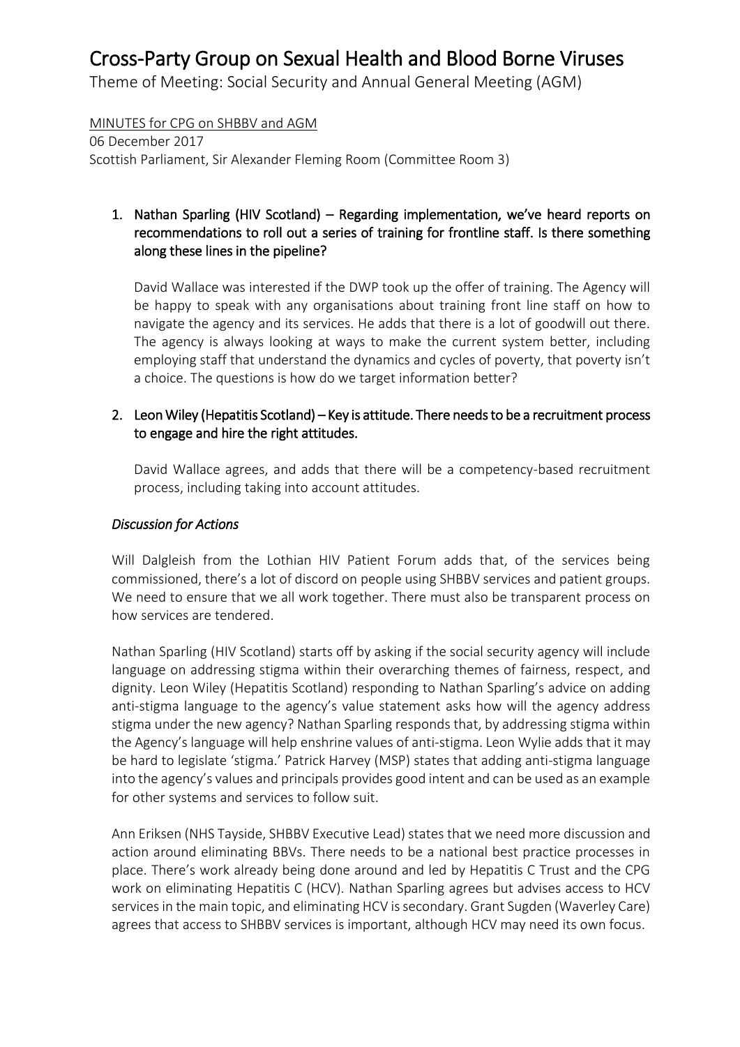# Cross-Party Group on Sexual Health and Blood Borne Viruses

Theme of Meeting: Social Security and Annual General Meeting (AGM)

MINUTES for CPG on SHBBV and AGM
06 December 2017
Scottish Parliament, Sir Alexander Fleming Room (Committee Room 3)

1. **Nathan Sparling (HIV Scotland) – Regarding implementation, we've heard reports on recommendations to roll out a series of training for frontline staff. Is there something along these lines in the pipeline?**

   David Wallace was interested if the DWP took up the offer of training. The Agency will be happy to speak with any organisations about training front line staff on how to navigate the agency and its services. He adds that there is a lot of goodwill out there. The agency is always looking at ways to make the current system better, including employing staff that understand the dynamics and cycles of poverty, that poverty isn't a choice. The questions is how do we target information better?

2. **Leon Wiley (Hepatitis Scotland) – Key is attitude. There needs to be a recruitment process to engage and hire the right attitudes.**

   David Wallace agrees, and adds that there will be a competency-based recruitment process, including taking into account attitudes.

*Discussion for Actions*

Will Dalgleish from the Lothian HIV Patient Forum adds that, of the services being commissioned, there's a lot of discord on people using SHBBV services and patient groups. We need to ensure that we all work together. There must also be transparent process on how services are tendered.

Nathan Sparling (HIV Scotland) starts off by asking if the social security agency will include language on addressing stigma within their overarching themes of fairness, respect, and dignity. Leon Wiley (Hepatitis Scotland) responding to Nathan Sparling's advice on adding anti-stigma language to the agency's value statement asks how will the agency address stigma under the new agency? Nathan Sparling responds that, by addressing stigma within the Agency's language will help enshrine values of anti-stigma. Leon Wylie adds that it may be hard to legislate 'stigma.' Patrick Harvey (MSP) states that adding anti-stigma language into the agency's values and principals provides good intent and can be used as an example for other systems and services to follow suit.

Ann Eriksen (NHS Tayside, SHBBV Executive Lead) states that we need more discussion and action around eliminating BBVs. There needs to be a national best practice processes in place. There's work already being done around and led by Hepatitis C Trust and the CPG work on eliminating Hepatitis C (HCV). Nathan Sparling agrees but advises access to HCV services in the main topic, and eliminating HCV is secondary. Grant Sugden (Waverley Care) agrees that access to SHBBV services is important, although HCV may need its own focus.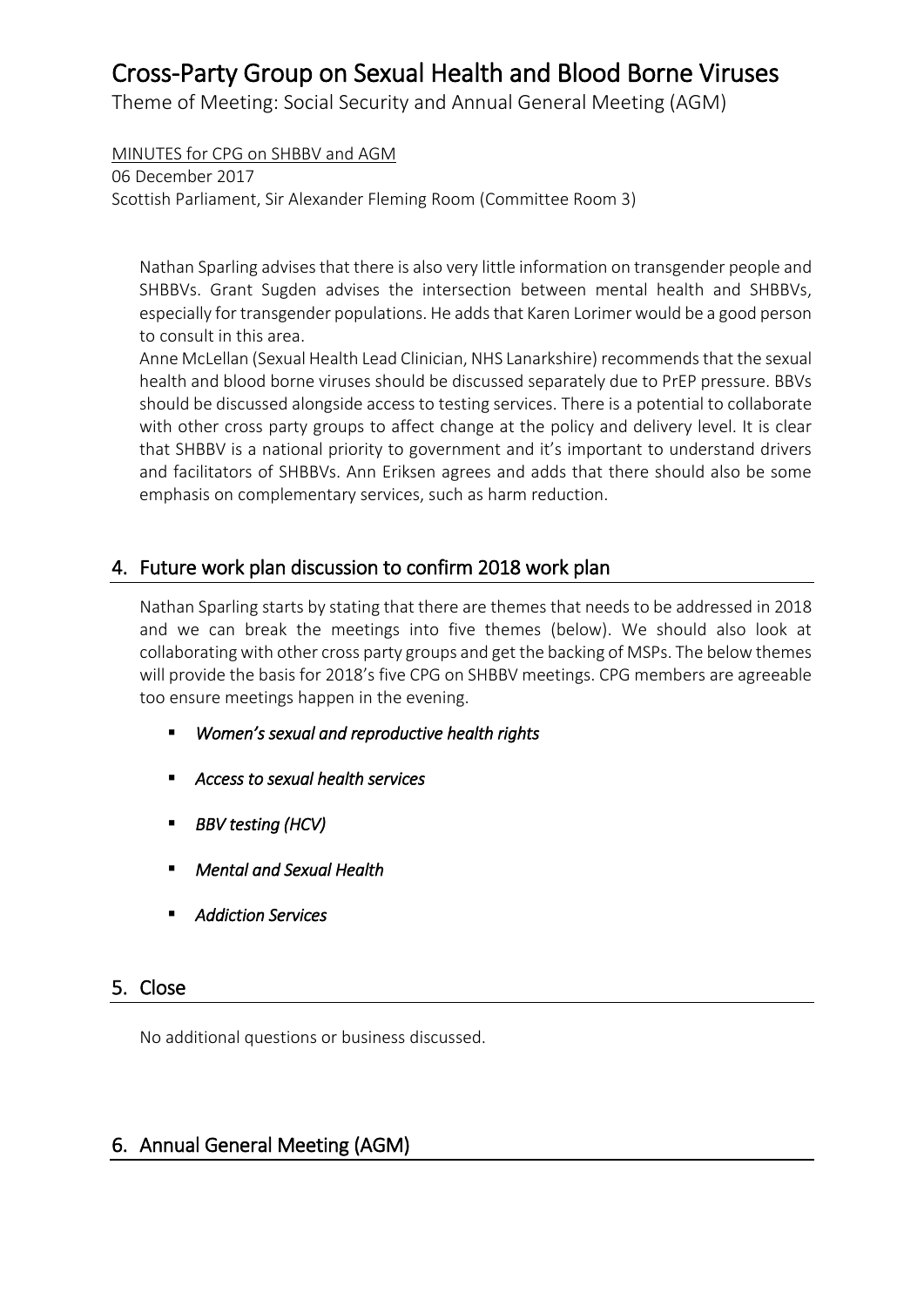Nathan Sparling advises that there is also very little information on transgender people and SHBBVs. Grant Sugden advises the intersection between mental health and SHBBVs, especially for transgender populations. He adds that Karen Lorimer would be a good person to consult in this area.

Anne McLellan (Sexual Health Lead Clinician, NHS Lanarkshire) recommends that the sexual health and blood borne viruses should be discussed separately due to PrEP pressure. BBVs should be discussed alongside access to testing services. There is a potential to collaborate with other cross party groups to affect change at the policy and delivery level. It is clear that SHBBV is a national priority to government and it's important to understand drivers and facilitators of SHBBVs. Ann Eriksen agrees and adds that there should also be some emphasis on complementary services, such as harm reduction.

## 4. Future work plan discussion to confirm 2018 work plan

Nathan Sparling starts by stating that there are themes that needs to be addressed in 2018 and we can break the meetings into five themes (below). We should also look at collaborating with other cross party groups and get the backing of MSPs. The below themes will provide the basis for 2018's five CPG on SHBBV meetings. CPG members are agreeable too ensure meetings happen in the evening.

- *Women's sexual and reproductive health rights*
- *Access to sexual health services*
- *BBV testing (HCV)*
- *Mental and Sexual Health*
- *Addiction Services*

## 5. Close

No additional questions or business discussed.

## 6. Annual General Meeting (AGM)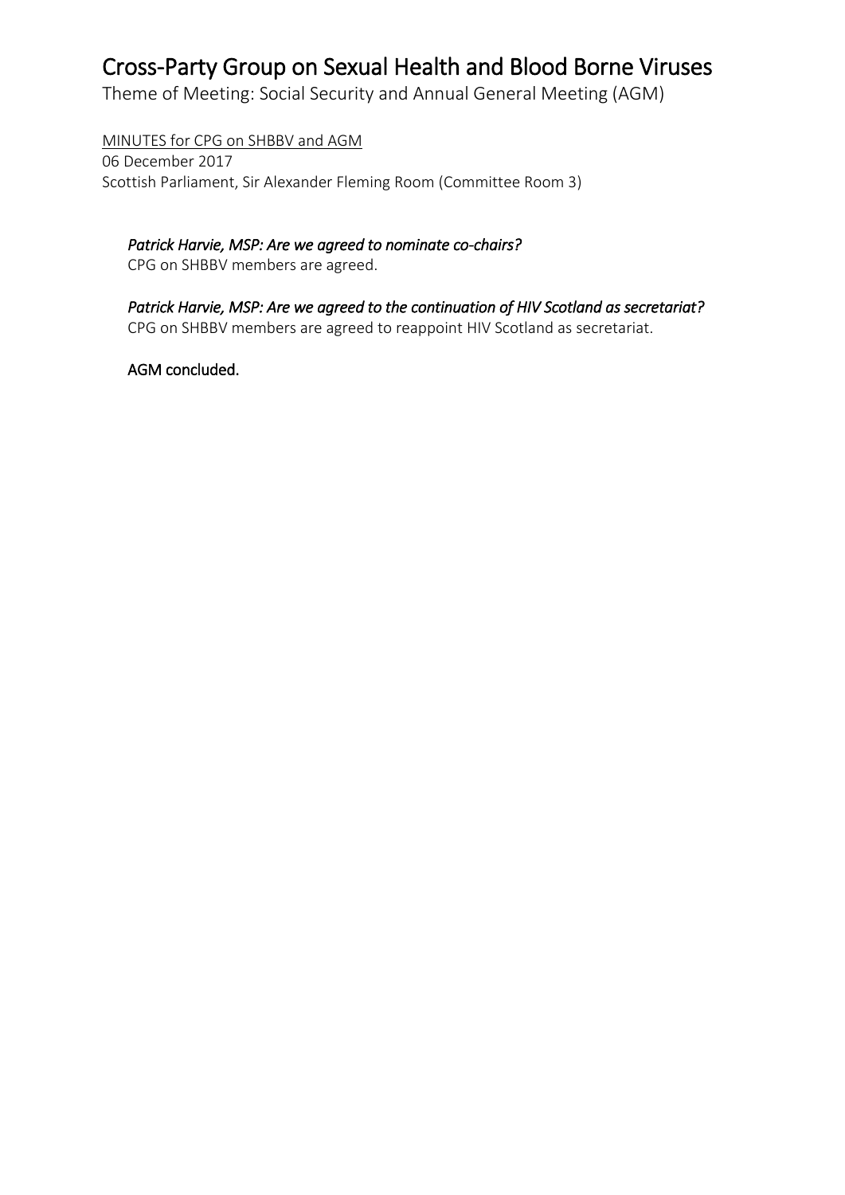# Cross-Party Group on Sexual Health and Blood Borne Viruses

Theme of Meeting: Social Security and Annual General Meeting (AGM)

MINUTES for CPG on SHBBV and AGM
06 December 2017
Scottish Parliament, Sir Alexander Fleming Room (Committee Room 3)

*Patrick Harvie, MSP: Are we agreed to nominate co-chairs?*
CPG on SHBBV members are agreed.

*Patrick Harvie, MSP: Are we agreed to the continuation of HIV Scotland as secretariat?*
CPG on SHBBV members are agreed to reappoint HIV Scotland as secretariat.

**AGM concluded.**